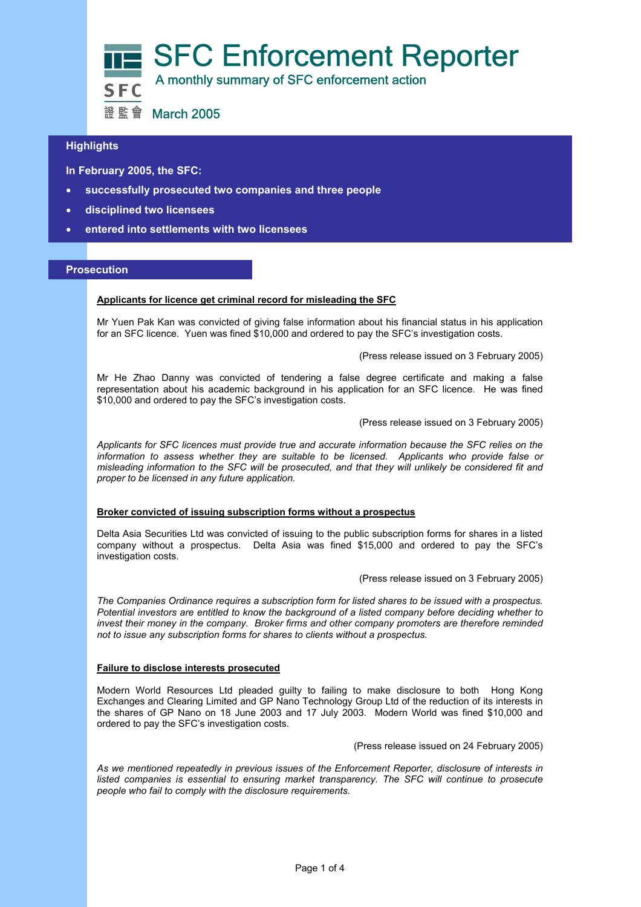# SFC Enforcement Reporter

A monthly summary of SFC enforcement action

March 2005

## Highlights

**In February 2005, the SFC:**

- **successfully prosecuted two companies and three people**
- **disciplined two licensees**
- **entered into settlements with two licensees**

## Prosecution

### Applicants for licence get criminal record for misleading the SFC

Mr Yuen Pak Kan was convicted of giving false information about his financial status in his application for an SFC licence. Yuen was fined $10,000 and ordered to pay the SFC's investigation costs.

(Press release issued on 3 February 2005)

Mr He Zhao Danny was convicted of tendering a false degree certificate and making a false representation about his academic background in his application for an SFC licence. He was fined $10,000 and ordered to pay the SFC's investigation costs.

(Press release issued on 3 February 2005)

*Applicants for SFC licences must provide true and accurate information because the SFC relies on the information to assess whether they are suitable to be licensed. Applicants who provide false or misleading information to the SFC will be prosecuted, and that they will unlikely be considered fit and proper to be licensed in any future application.*

### Broker convicted of issuing subscription forms without a prospectus

Delta Asia Securities Ltd was convicted of issuing to the public subscription forms for shares in a listed company without a prospectus. Delta Asia was fined $15,000 and ordered to pay the SFC's investigation costs.

(Press release issued on 3 February 2005)

*The Companies Ordinance requires a subscription form for listed shares to be issued with a prospectus. Potential investors are entitled to know the background of a listed company before deciding whether to invest their money in the company. Broker firms and other company promoters are therefore reminded not to issue any subscription forms for shares to clients without a prospectus.*

### Failure to disclose interests prosecuted

Modern World Resources Ltd pleaded guilty to failing to make disclosure to both Hong Kong Exchanges and Clearing Limited and GP Nano Technology Group Ltd of the reduction of its interests in the shares of GP Nano on 18 June 2003 and 17 July 2003. Modern World was fined $10,000 and ordered to pay the SFC's investigation costs.

(Press release issued on 24 February 2005)

*As we mentioned repeatedly in previous issues of the Enforcement Reporter, disclosure of interests in listed companies is essential to ensuring market transparency. The SFC will continue to prosecute people who fail to comply with the disclosure requirements.*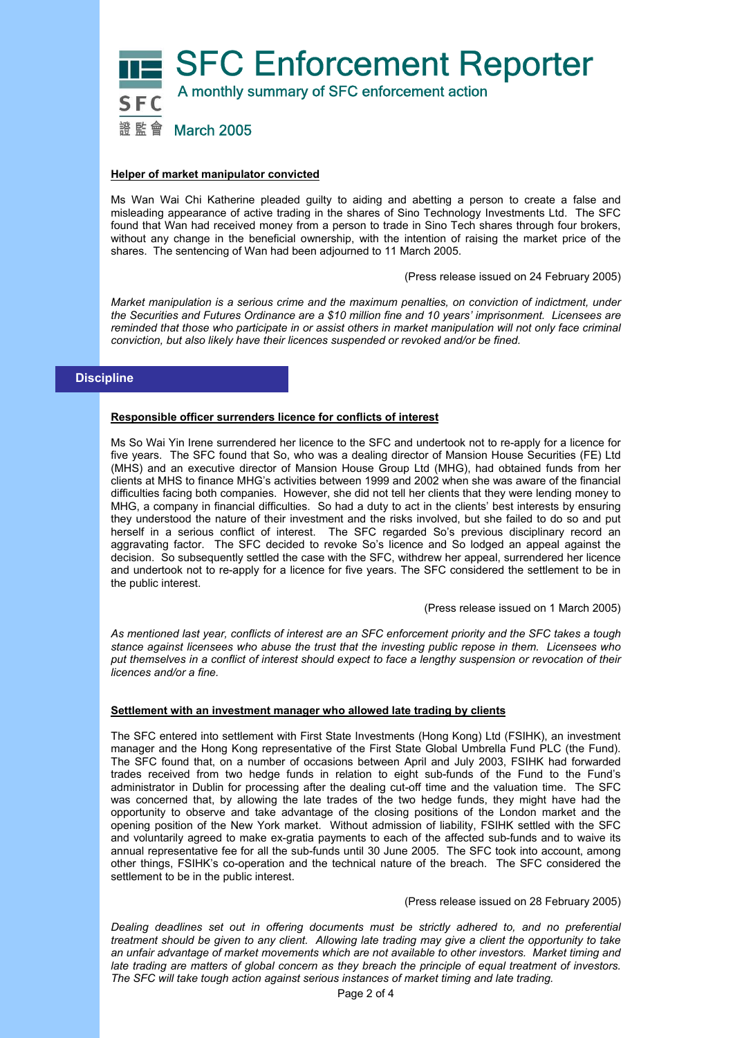# SFC Enforcement Reporter

A monthly summary of SFC enforcement action

March 2005

**Helper of market manipulator convicted**

Ms Wan Wai Chi Katherine pleaded guilty to aiding and abetting a person to create a false and misleading appearance of active trading in the shares of Sino Technology Investments Ltd. The SFC found that Wan had received money from a person to trade in Sino Tech shares through four brokers, without any change in the beneficial ownership, with the intention of raising the market price of the shares. The sentencing of Wan had been adjourned to 11 March 2005.

(Press release issued on 24 February 2005)

*Market manipulation is a serious crime and the maximum penalties, on conviction of indictment, under the Securities and Futures Ordinance are a $10 million fine and 10 years' imprisonment. Licensees are reminded that those who participate in or assist others in market manipulation will not only face criminal conviction, but also likely have their licences suspended or revoked and/or be fined.*

## Discipline

**Responsible officer surrenders licence for conflicts of interest**

Ms So Wai Yin Irene surrendered her licence to the SFC and undertook not to re-apply for a licence for five years. The SFC found that So, who was a dealing director of Mansion House Securities (FE) Ltd (MHS) and an executive director of Mansion House Group Ltd (MHG), had obtained funds from her clients at MHS to finance MHG's activities between 1999 and 2002 when she was aware of the financial difficulties facing both companies. However, she did not tell her clients that they were lending money to MHG, a company in financial difficulties. So had a duty to act in the clients' best interests by ensuring they understood the nature of their investment and the risks involved, but she failed to do so and put herself in a serious conflict of interest. The SFC regarded So's previous disciplinary record an aggravating factor. The SFC decided to revoke So's licence and So lodged an appeal against the decision. So subsequently settled the case with the SFC, withdrew her appeal, surrendered her licence and undertook not to re-apply for a licence for five years. The SFC considered the settlement to be in the public interest.

(Press release issued on 1 March 2005)

*As mentioned last year, conflicts of interest are an SFC enforcement priority and the SFC takes a tough stance against licensees who abuse the trust that the investing public repose in them. Licensees who put themselves in a conflict of interest should expect to face a lengthy suspension or revocation of their licences and/or a fine.*

**Settlement with an investment manager who allowed late trading by clients**

The SFC entered into settlement with First State Investments (Hong Kong) Ltd (FSIHK), an investment manager and the Hong Kong representative of the First State Global Umbrella Fund PLC (the Fund). The SFC found that, on a number of occasions between April and July 2003, FSIHK had forwarded trades received from two hedge funds in relation to eight sub-funds of the Fund to the Fund's administrator in Dublin for processing after the dealing cut-off time and the valuation time. The SFC was concerned that, by allowing the late trades of the two hedge funds, they might have had the opportunity to observe and take advantage of the closing positions of the London market and the opening position of the New York market. Without admission of liability, FSIHK settled with the SFC and voluntarily agreed to make ex-gratia payments to each of the affected sub-funds and to waive its annual representative fee for all the sub-funds until 30 June 2005. The SFC took into account, among other things, FSIHK's co-operation and the technical nature of the breach. The SFC considered the settlement to be in the public interest.

(Press release issued on 28 February 2005)

*Dealing deadlines set out in offering documents must be strictly adhered to, and no preferential treatment should be given to any client. Allowing late trading may give a client the opportunity to take an unfair advantage of market movements which are not available to other investors. Market timing and late trading are matters of global concern as they breach the principle of equal treatment of investors. The SFC will take tough action against serious instances of market timing and late trading.*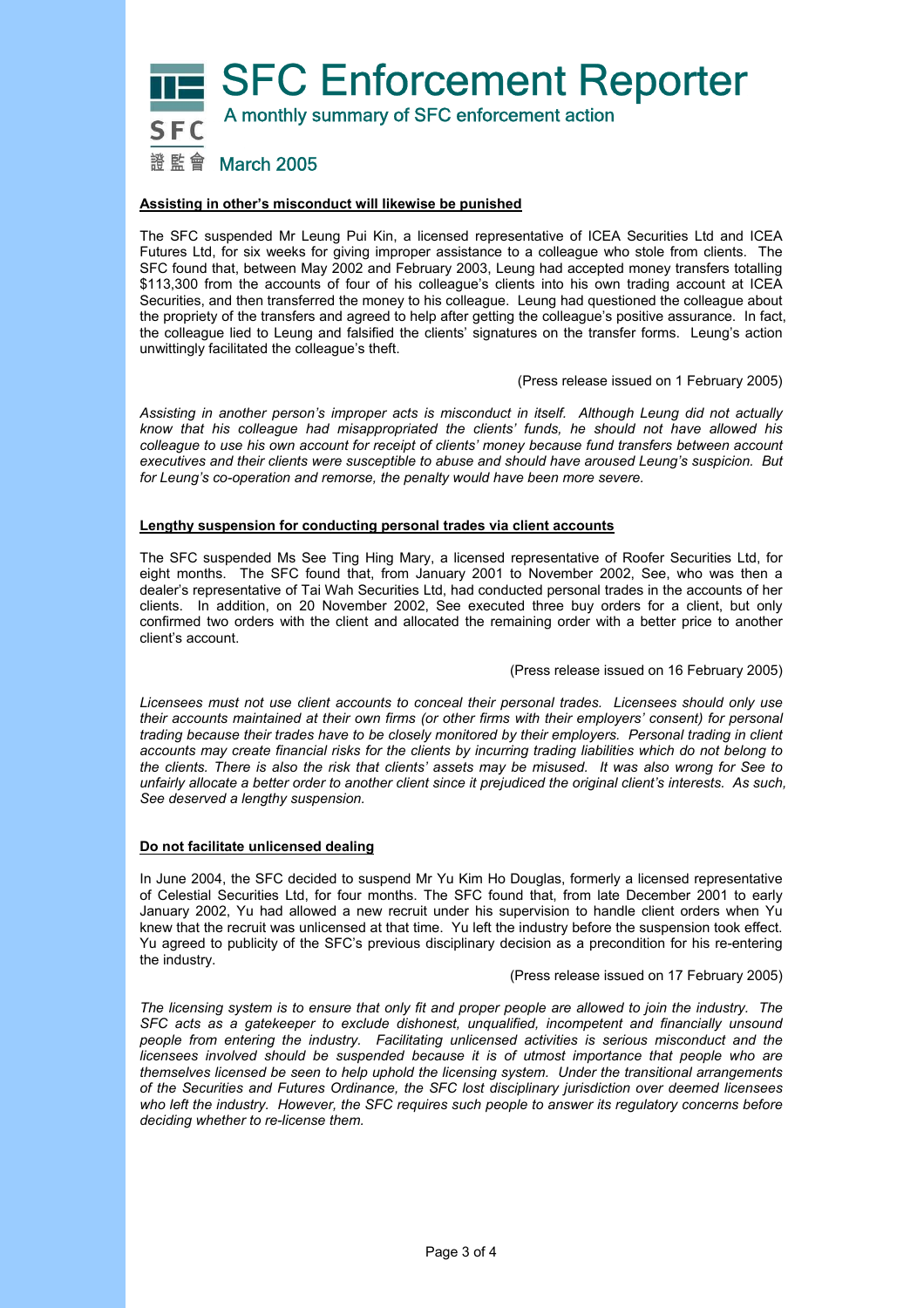# SFC Enforcement Reporter

A monthly summary of SFC enforcement action

March 2005

**Assisting in other's misconduct will likewise be punished**

The SFC suspended Mr Leung Pui Kin, a licensed representative of ICEA Securities Ltd and ICEA Futures Ltd, for six weeks for giving improper assistance to a colleague who stole from clients. The SFC found that, between May 2002 and February 2003, Leung had accepted money transfers totalling $113,300 from the accounts of four of his colleague's clients into his own trading account at ICEA Securities, and then transferred the money to his colleague. Leung had questioned the colleague about the propriety of the transfers and agreed to help after getting the colleague's positive assurance. In fact, the colleague lied to Leung and falsified the clients' signatures on the transfer forms. Leung's action unwittingly facilitated the colleague's theft.

(Press release issued on 1 February 2005)

*Assisting in another person's improper acts is misconduct in itself. Although Leung did not actually know that his colleague had misappropriated the clients' funds, he should not have allowed his colleague to use his own account for receipt of clients' money because fund transfers between account executives and their clients were susceptible to abuse and should have aroused Leung's suspicion. But for Leung's co-operation and remorse, the penalty would have been more severe.*

**Lengthy suspension for conducting personal trades via client accounts**

The SFC suspended Ms See Ting Hing Mary, a licensed representative of Roofer Securities Ltd, for eight months. The SFC found that, from January 2001 to November 2002, See, who was then a dealer's representative of Tai Wah Securities Ltd, had conducted personal trades in the accounts of her clients. In addition, on 20 November 2002, See executed three buy orders for a client, but only confirmed two orders with the client and allocated the remaining order with a better price to another client's account.

(Press release issued on 16 February 2005)

*Licensees must not use client accounts to conceal their personal trades. Licensees should only use their accounts maintained at their own firms (or other firms with their employers' consent) for personal trading because their trades have to be closely monitored by their employers. Personal trading in client accounts may create financial risks for the clients by incurring trading liabilities which do not belong to the clients. There is also the risk that clients' assets may be misused. It was also wrong for See to unfairly allocate a better order to another client since it prejudiced the original client's interests. As such, See deserved a lengthy suspension.*

**Do not facilitate unlicensed dealing**

In June 2004, the SFC decided to suspend Mr Yu Kim Ho Douglas, formerly a licensed representative of Celestial Securities Ltd, for four months. The SFC found that, from late December 2001 to early January 2002, Yu had allowed a new recruit under his supervision to handle client orders when Yu knew that the recruit was unlicensed at that time. Yu left the industry before the suspension took effect. Yu agreed to publicity of the SFC's previous disciplinary decision as a precondition for his re-entering the industry.

(Press release issued on 17 February 2005)

*The licensing system is to ensure that only fit and proper people are allowed to join the industry. The SFC acts as a gatekeeper to exclude dishonest, unqualified, incompetent and financially unsound people from entering the industry. Facilitating unlicensed activities is serious misconduct and the licensees involved should be suspended because it is of utmost importance that people who are themselves licensed be seen to help uphold the licensing system. Under the transitional arrangements of the Securities and Futures Ordinance, the SFC lost disciplinary jurisdiction over deemed licensees who left the industry. However, the SFC requires such people to answer its regulatory concerns before deciding whether to re-license them.*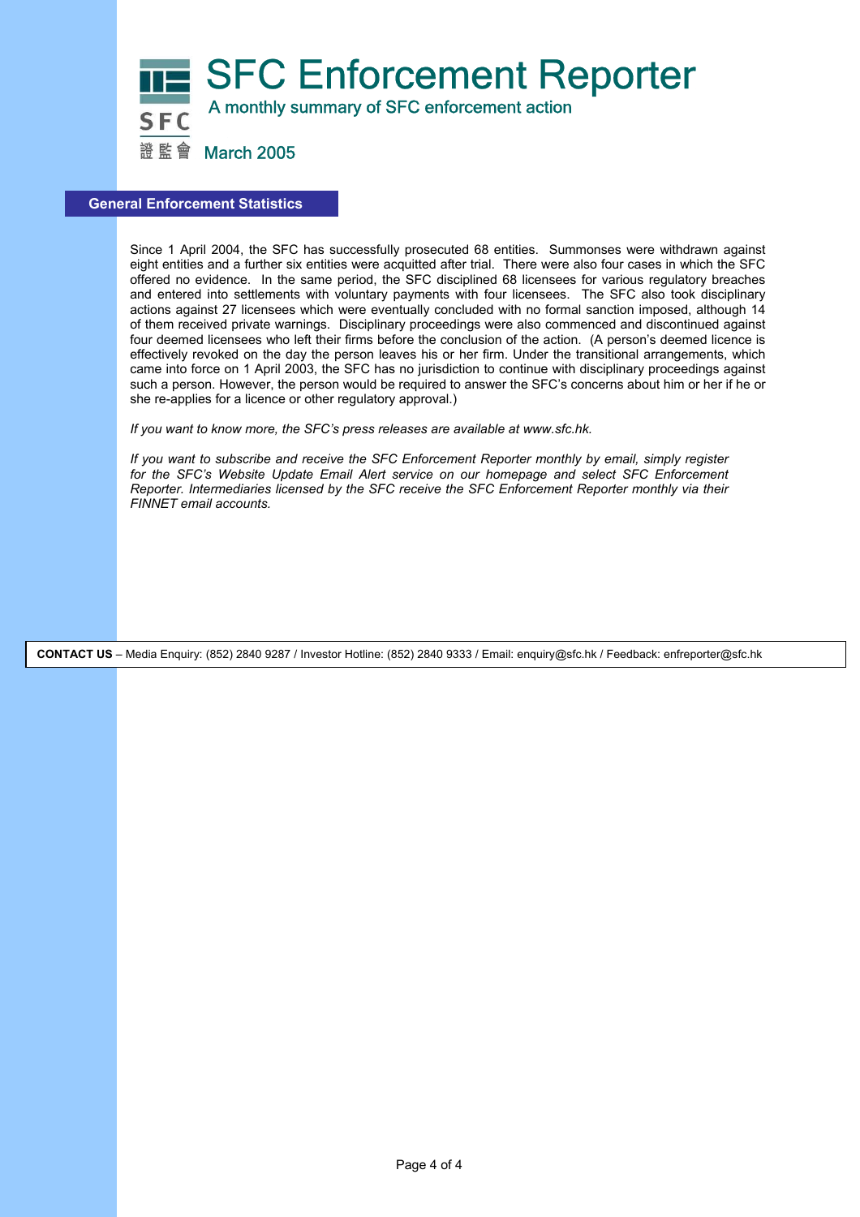# SFC Enforcement Reporter

A monthly summary of SFC enforcement action

SFC 證監會

March 2005

## General Enforcement Statistics

Since 1 April 2004, the SFC has successfully prosecuted 68 entities. Summonses were withdrawn against eight entities and a further six entities were acquitted after trial. There were also four cases in which the SFC offered no evidence. In the same period, the SFC disciplined 68 licensees for various regulatory breaches and entered into settlements with voluntary payments with four licensees. The SFC also took disciplinary actions against 27 licensees which were eventually concluded with no formal sanction imposed, although 14 of them received private warnings. Disciplinary proceedings were also commenced and discontinued against four deemed licensees who left their firms before the conclusion of the action. (A person's deemed licence is effectively revoked on the day the person leaves his or her firm. Under the transitional arrangements, which came into force on 1 April 2003, the SFC has no jurisdiction to continue with disciplinary proceedings against such a person. However, the person would be required to answer the SFC's concerns about him or her if he or she re-applies for a licence or other regulatory approval.)

*If you want to know more, the SFC's press releases are available at www.sfc.hk.*

*If you want to subscribe and receive the SFC Enforcement Reporter monthly by email, simply register for the SFC's Website Update Email Alert service on our homepage and select SFC Enforcement Reporter. Intermediaries licensed by the SFC receive the SFC Enforcement Reporter monthly via their FINNET email accounts.*

**CONTACT US** – Media Enquiry: (852) 2840 9287 / Investor Hotline: (852) 2840 9333 / Email: enquiry@sfc.hk / Feedback: enfreporter@sfc.hk